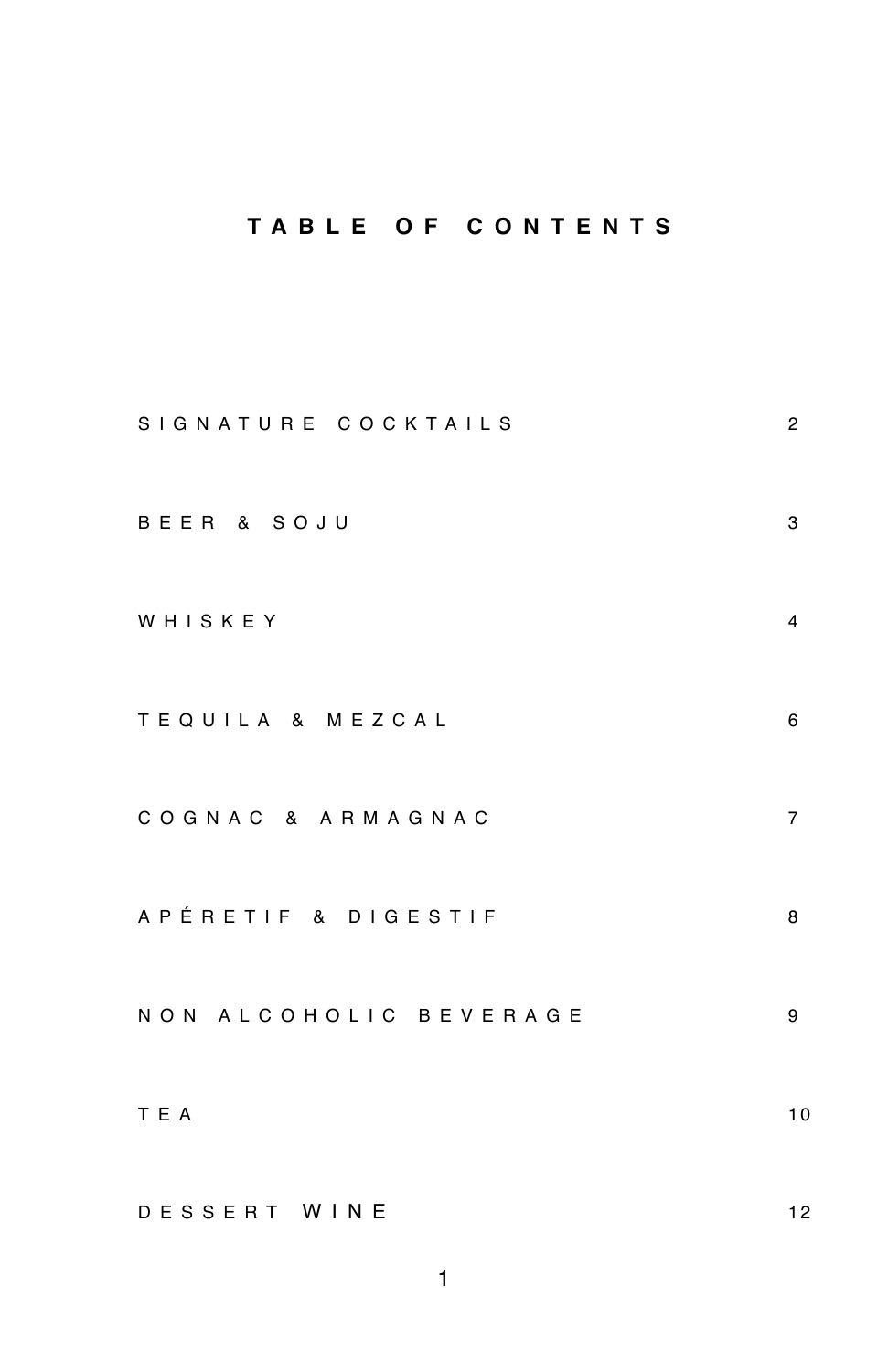# TABLE OF CONTENTS

| | |
|---|---|
| SIGNATURE COCKTAILS | 2 |
| BEER & SOJU | 3 |
| WHISKEY | 4 |
| TEQUILA & MEZCAL | 6 |
| COGNAC & ARMAGNAC | 7 |
| APÉRETIF & DIGESTIF | 8 |
| NON ALCOHOLIC BEVERAGE | 9 |
| TEA | 10 |
| DESSERT WINE | 12 |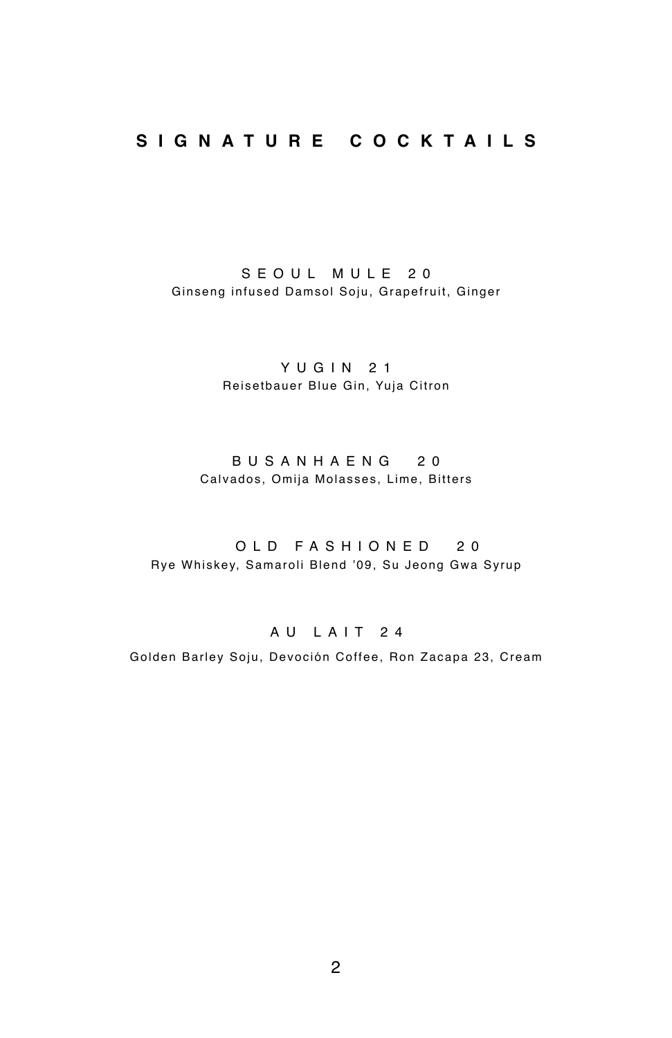# SIGNATURE COCKTAILS

**SEOUL MULE 20**
Ginseng infused Damsol Soju, Grapefruit, Ginger

**YUGIN 21**
Reisetbauer Blue Gin, Yuja Citron

**BUSANHAENG 20**
Calvados, Omija Molasses, Lime, Bitters

**OLD FASHIONED 20**
Rye Whiskey, Samaroli Blend ’09, Su Jeong Gwa Syrup

**AU LAIT 24**
Golden Barley Soju, Devoción Coffee, Ron Zacapa 23, Cream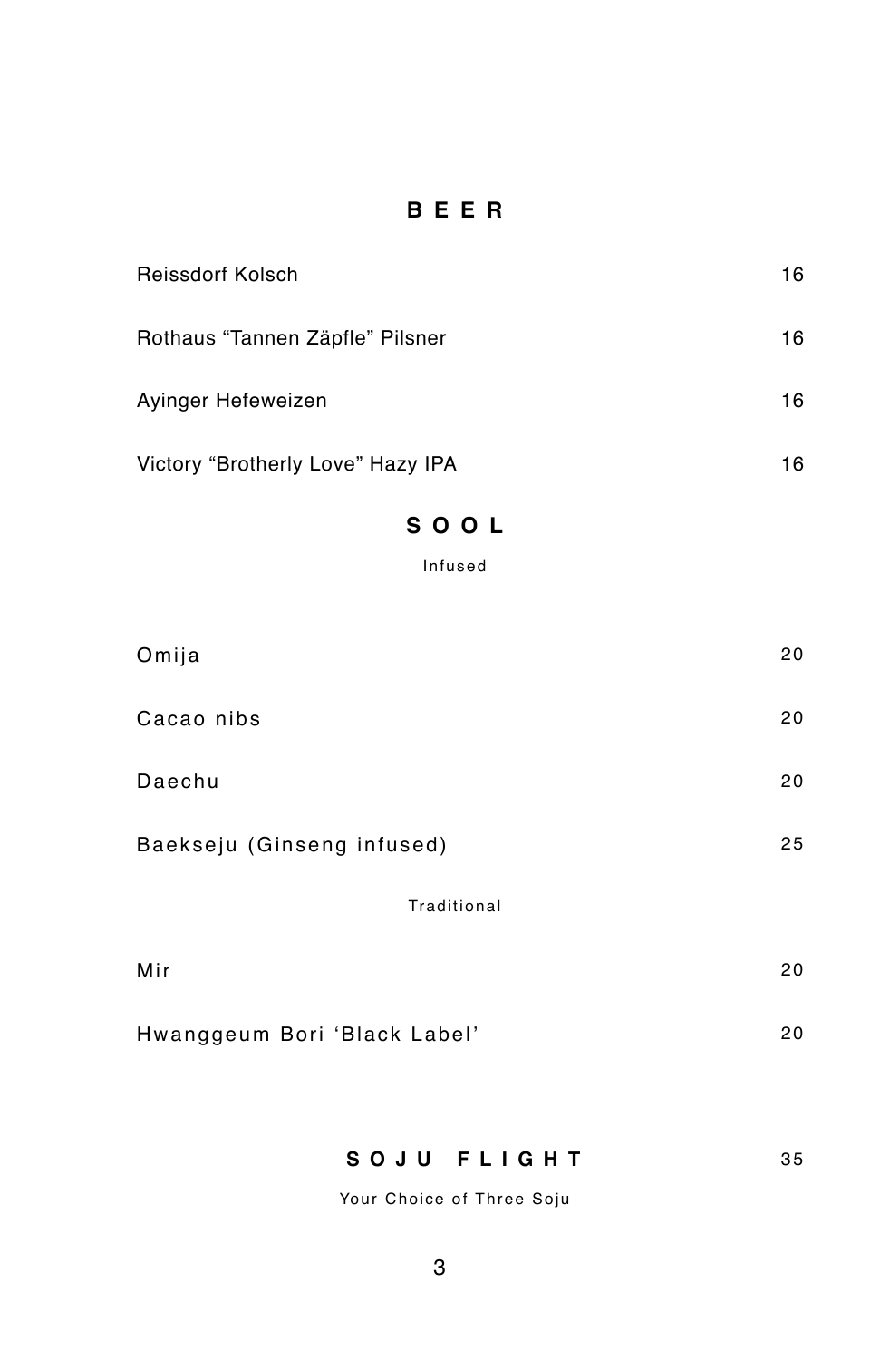## BEER

| | |
|---|---|
| Reissdorf Kolsch | 16 |
| Rothaus “Tannen Zäpfle” Pilsner | 16 |
| Ayinger Hefeweizen | 16 |
| Victory “Brotherly Love” Hazy IPA | 16 |

## SOOL

### Infused

| | |
|---|---|
| Omija | 20 |
| Cacao nibs | 20 |
| Daechu | 20 |
| Baekseju (Ginseng infused) | 25 |

### Traditional

| | |
|---|---|
| Mir | 20 |
| Hwanggeum Bori ‘Black Label’ | 20 |

## SOJU FLIGHT 35

Your Choice of Three Soju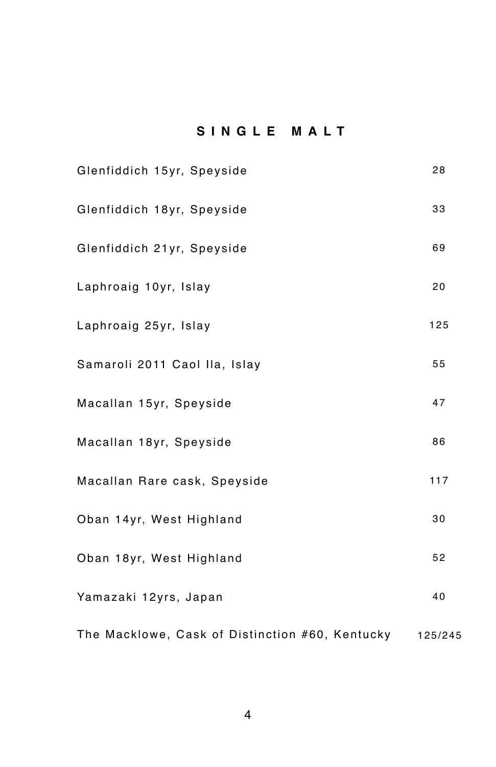## SINGLE MALT

| | |
|---|---|
| Glenfiddich 15yr, Speyside | 28 |
| Glenfiddich 18yr, Speyside | 33 |
| Glenfiddich 21yr, Speyside | 69 |
| Laphroaig 10yr, Islay | 20 |
| Laphroaig 25yr, Islay | 125 |
| Samaroli 2011 Caol Ila, Islay | 55 |
| Macallan 15yr, Speyside | 47 |
| Macallan 18yr, Speyside | 86 |
| Macallan Rare cask, Speyside | 117 |
| Oban 14yr, West Highland | 30 |
| Oban 18yr, West Highland | 52 |
| Yamazaki 12yrs, Japan | 40 |
| The Macklowe, Cask of Distinction #60, Kentucky | 125/245 |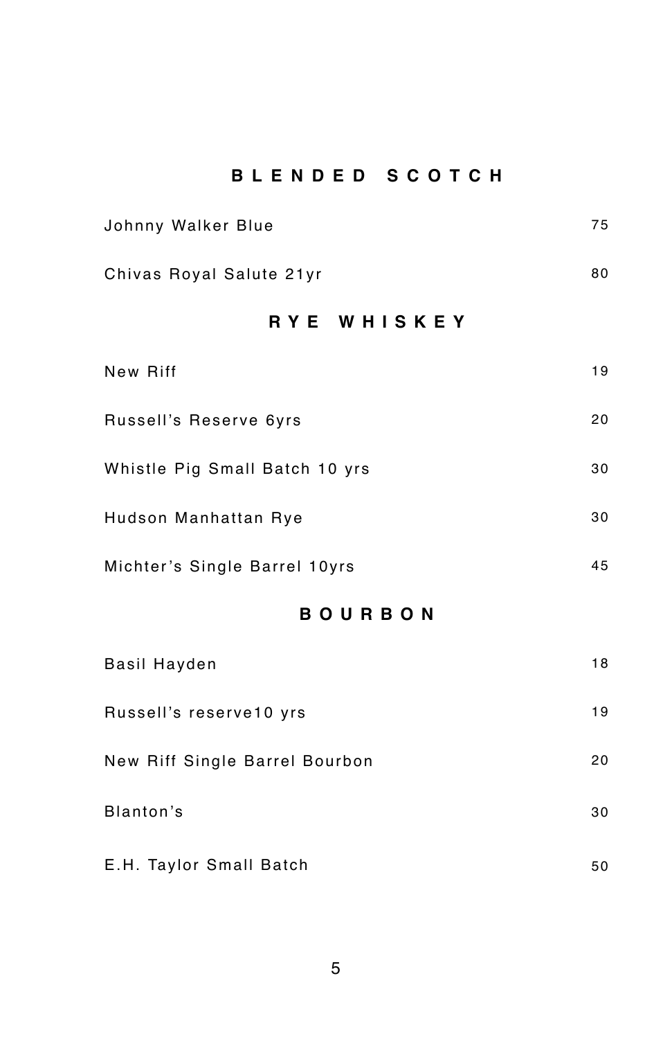## BLENDED SCOTCH

| | |
|---|---|
| Johnny Walker Blue | 75 |
| Chivas Royal Salute 21yr | 80 |

## RYE WHISKEY

| | |
|---|---|
| New Riff | 19 |
| Russell's Reserve 6yrs | 20 |
| Whistle Pig Small Batch 10 yrs | 30 |
| Hudson Manhattan Rye | 30 |
| Michter's Single Barrel 10yrs | 45 |

## BOURBON

| | |
|---|---|
| Basil Hayden | 18 |
| Russell's reserve10 yrs | 19 |
| New Riff Single Barrel Bourbon | 20 |
| Blanton's | 30 |
| E.H. Taylor Small Batch | 50 |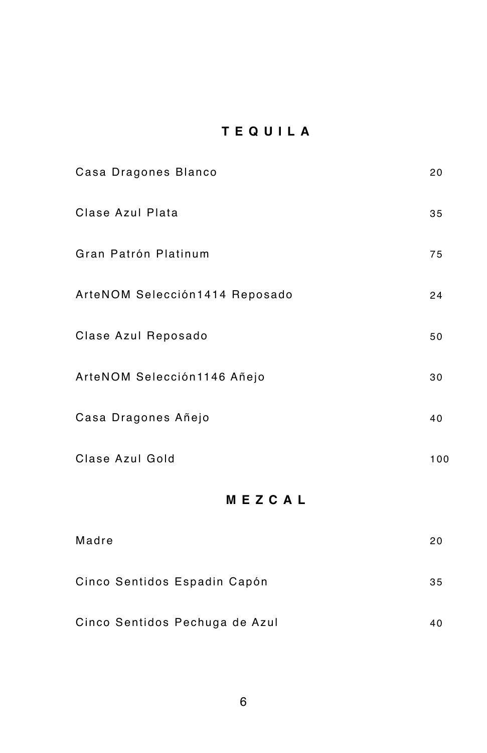## TEQUILA

| | |
|---|---|
| Casa Dragones Blanco | 20 |
| Clase Azul Plata | 35 |
| Gran Patrón Platinum | 75 |
| ArteNOM Selección1414 Reposado | 24 |
| Clase Azul Reposado | 50 |
| ArteNOM Selección1146 Añejo | 30 |
| Casa Dragones Añejo | 40 |
| Clase Azul Gold | 100 |

## MEZCAL

| | |
|---|---|
| Madre | 20 |
| Cinco Sentidos Espadin Capón | 35 |
| Cinco Sentidos Pechuga de Azul | 40 |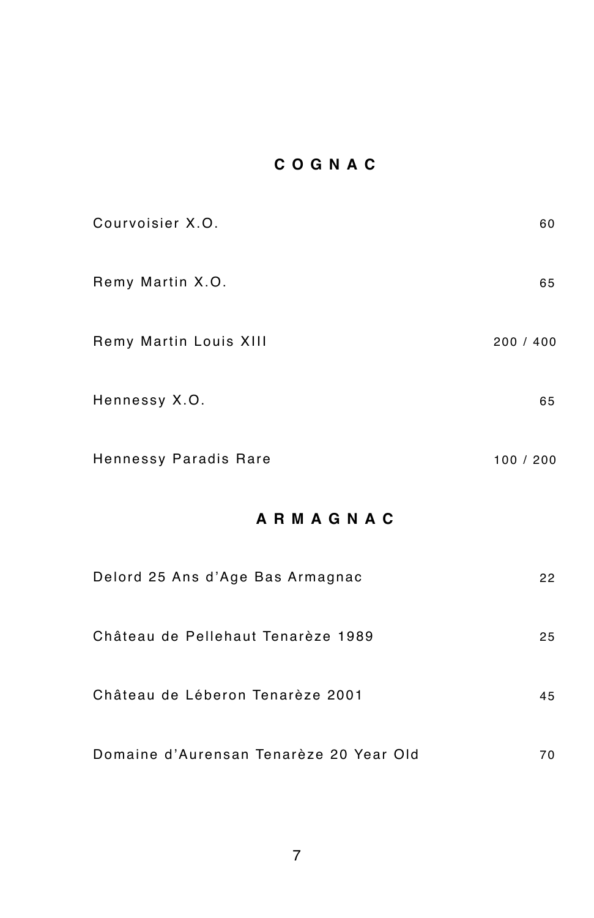## COGNAC

| | |
|---|---|
| Courvoisier X.O. | 60 |
| Remy Martin X.O. | 65 |
| Remy Martin Louis XIII | 200 / 400 |
| Hennessy X.O. | 65 |
| Hennessy Paradis Rare | 100 / 200 |

## ARMAGNAC

| | |
|---|---|
| Delord 25 Ans d'Age Bas Armagnac | 22 |
| Château de Pellehaut Tenarèze 1989 | 25 |
| Château de Léberon Tenarèze 2001 | 45 |
| Domaine d'Aurensan Tenarèze 20 Year Old | 70 |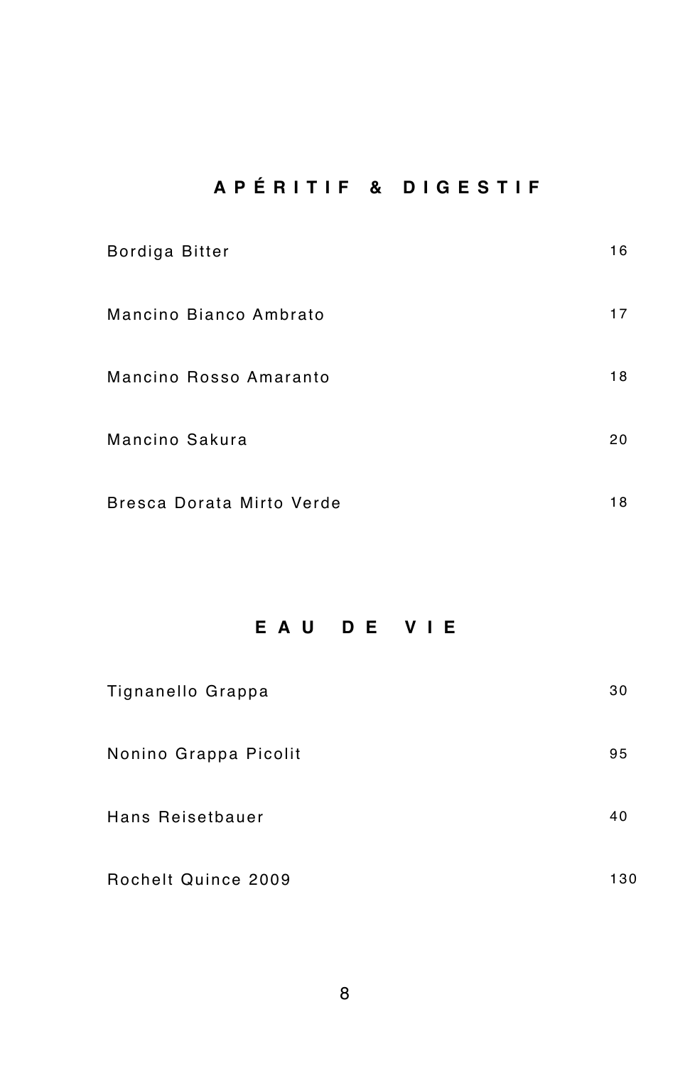## APÉRITIF & DIGESTIF

| | |
|---|---|
| Bordiga Bitter | 16 |
| Mancino Bianco Ambrato | 17 |
| Mancino Rosso Amaranto | 18 |
| Mancino Sakura | 20 |
| Bresca Dorata Mirto Verde | 18 |

## EAU DE VIE

| | |
|---|---|
| Tignanello Grappa | 30 |
| Nonino Grappa Picolit | 95 |
| Hans Reisetbauer | 40 |
| Rochelt Quince 2009 | 130 |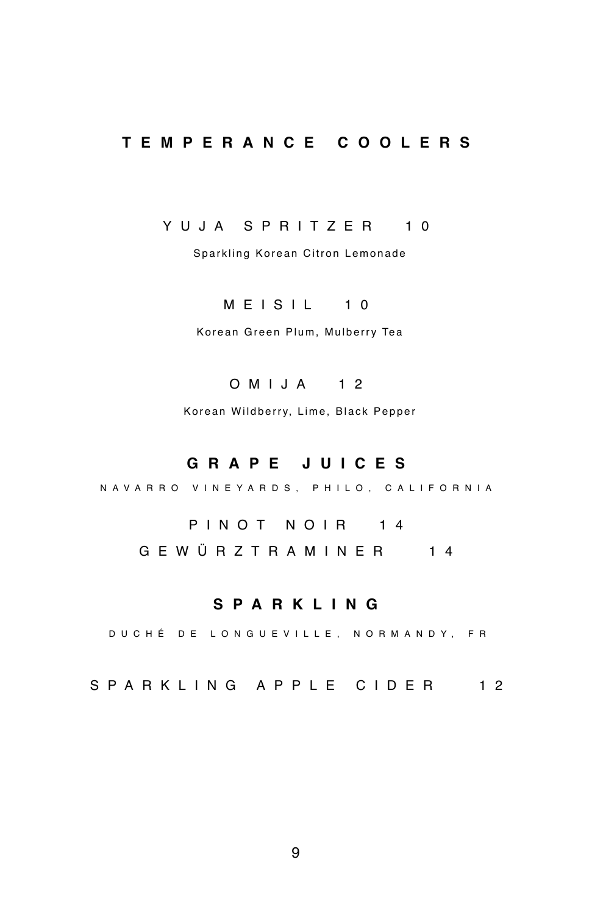## TEMPERANCE COOLERS

YUJA SPRITZER 10

Sparkling Korean Citron Lemonade

MEISIL 10

Korean Green Plum, Mulberry Tea

OMIJA 12

Korean Wildberry, Lime, Black Pepper

## GRAPE JUICES

NAVARRO VINEYARDS, PHILO, CALIFORNIA

PINOT NOIR 14

GEWÜRZTRAMINER 14

## SPARKLING

DUCHÉ DE LONGUEVILLE, NORMANDY, FR

SPARKLING APPLE CIDER 12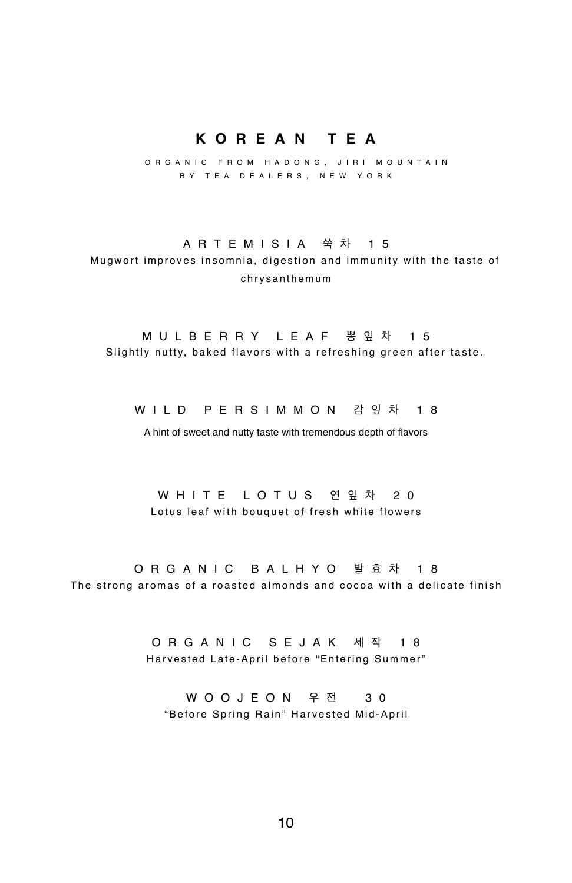# KOREAN TEA

ORGANIC FROM HADONG, JIRI MOUNTAIN
BY TEA DEALERS, NEW YORK

### ARTEMISIA 쑥차 15

Mugwort improves insomnia, digestion and immunity with the taste of chrysanthemum

### MULBERRY LEAF 뽕잎차 15

Slightly nutty, baked flavors with a refreshing green after taste.

### WILD PERSIMMON 감잎차 18

A hint of sweet and nutty taste with tremendous depth of flavors

### WHITE LOTUS 연잎차 20

Lotus leaf with bouquet of fresh white flowers

### ORGANIC BALHYO 발효차 18

The strong aromas of a roasted almonds and cocoa with a delicate finish

### ORGANIC SEJAK 세작 18

Harvested Late-April before “Entering Summer”

### WOOJEON 우전 30

“Before Spring Rain” Harvested Mid-April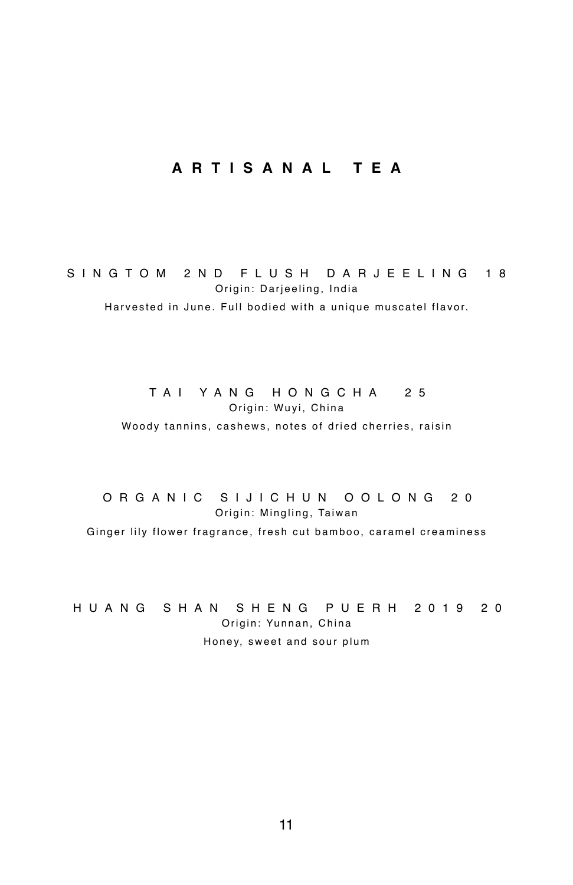# ARTISANAL TEA

## SINGTOM 2ND FLUSH DARJEELING 18

Origin: Darjeeling, India

Harvested in June. Full bodied with a unique muscatel flavor.

## TAI YANG HONGCHA 25

Origin: Wuyi, China

Woody tannins, cashews, notes of dried cherries, raisin

## ORGANIC SIJICHUN OOLONG 20

Origin: Mingling, Taiwan

Ginger lily flower fragrance, fresh cut bamboo, caramel creaminess

## HUANG SHAN SHENG PUERH 2019 20

Origin: Yunnan, China

Honey, sweet and sour plum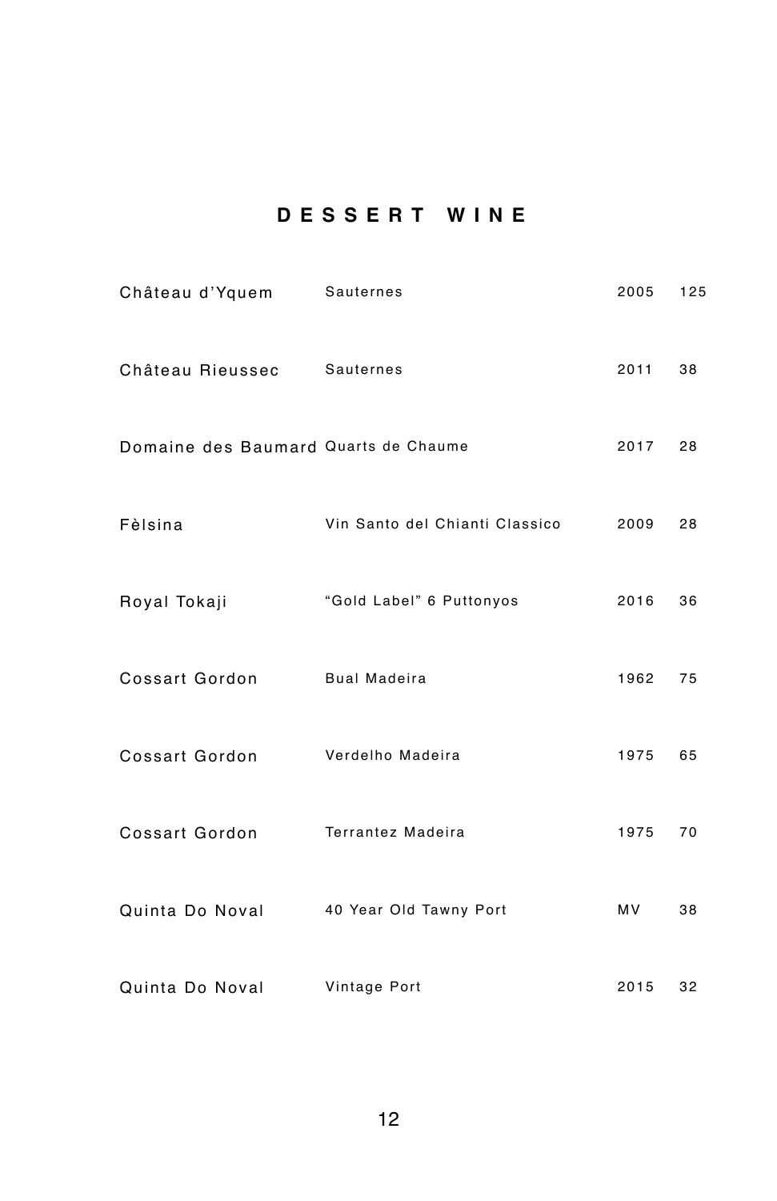# DESSERT WINE

| | | | |
|---|---|---|---|
| Château d'Yquem | Sauternes | 2005 | 125 |
| Château Rieussec | Sauternes | 2011 | 38 |
| Domaine des Baumard | Quarts de Chaume | 2017 | 28 |
| Fèlsina | Vin Santo del Chianti Classico | 2009 | 28 |
| Royal Tokaji | "Gold Label" 6 Puttonyos | 2016 | 36 |
| Cossart Gordon | Bual Madeira | 1962 | 75 |
| Cossart Gordon | Verdelho Madeira | 1975 | 65 |
| Cossart Gordon | Terrantez Madeira | 1975 | 70 |
| Quinta Do Noval | 40 Year Old Tawny Port | MV | 38 |
| Quinta Do Noval | Vintage Port | 2015 | 32 |